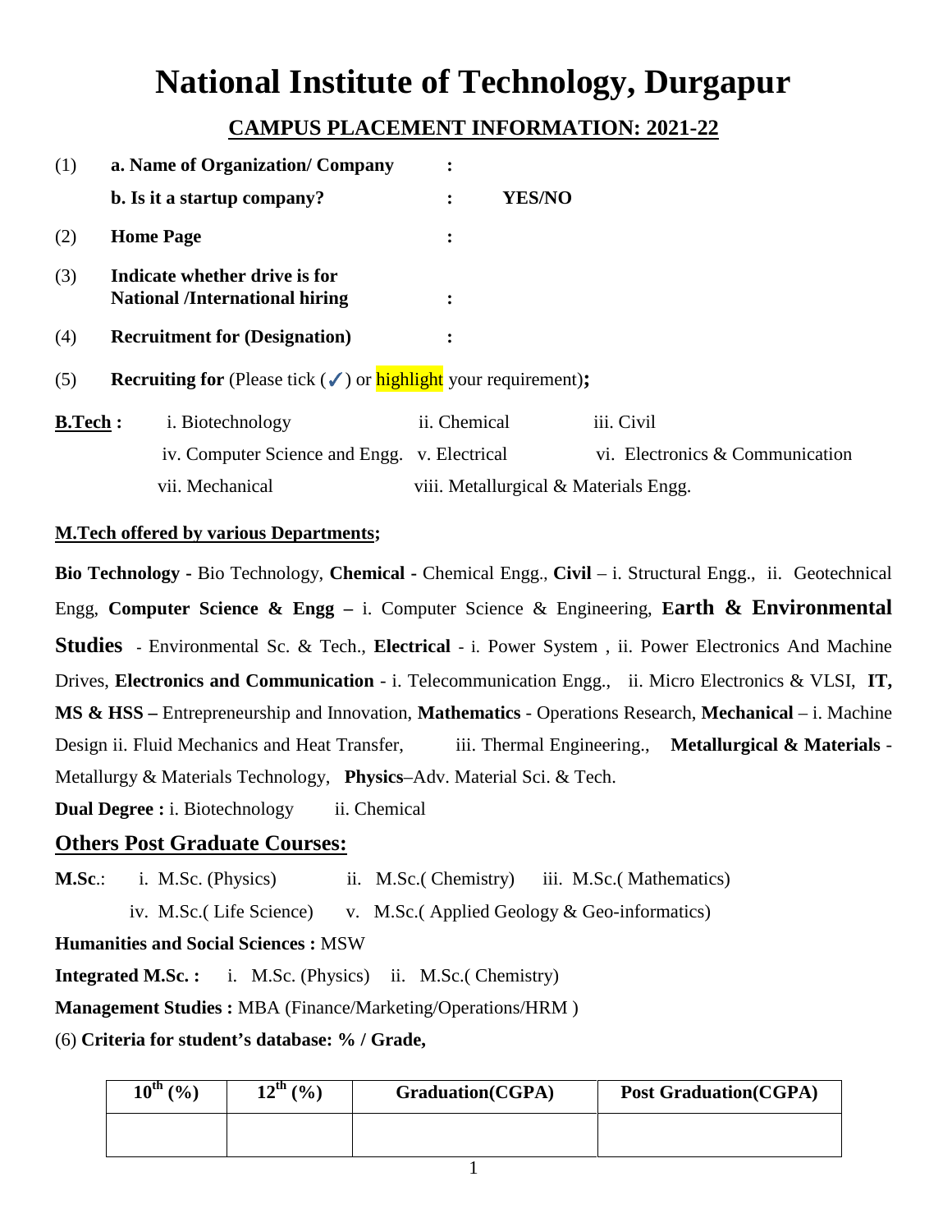# National Institute of Technology, Durgapur

## CAMPUS PLACEMENT INFORMATION: 2021-22

(1) **a. Name of Organization/ Company** :

**b. Is it a startup company?** : **YES/NO**

(2) **Home Page** :

(3) **Indicate whether drive is for National /International hiring** :

(4) **Recruitment for (Designation)** :

(5) **Recruiting for** (Please tick (✓) or highlight your requirement)**;**

**B.Tech :** i. Biotechnology ii. Chemical iii. Civil
iv. Computer Science and Engg. v. Electrical vi. Electronics & Communication
vii. Mechanical viii. Metallurgical & Materials Engg.

**M.Tech offered by various Departments;**

**Bio Technology -** Bio Technology, **Chemical -** Chemical Engg., **Civil** – i. Structural Engg., ii. Geotechnical Engg, **Computer Science & Engg –** i. Computer Science & Engineering, **Earth & Environmental Studies** - Environmental Sc. & Tech., **Electrical** - i. Power System , ii. Power Electronics And Machine Drives, **Electronics and Communication** - i. Telecommunication Engg., ii. Micro Electronics & VLSI, **IT, MS & HSS –** Entrepreneurship and Innovation, **Mathematics** - Operations Research, **Mechanical** – i. Machine Design ii. Fluid Mechanics and Heat Transfer, iii. Thermal Engineering., **Metallurgical & Materials** - Metallurgy & Materials Technology, **Physics**–Adv. Material Sci. & Tech.

**Dual Degree :** i. Biotechnology ii. Chemical

## Others Post Graduate Courses:

**M.Sc**.: i. M.Sc. (Physics) ii. M.Sc.( Chemistry) iii. M.Sc.( Mathematics)
iv. M.Sc.( Life Science) v. M.Sc.( Applied Geology & Geo-informatics)

**Humanities and Social Sciences :** MSW

**Integrated M.Sc. :** i. M.Sc. (Physics) ii. M.Sc.( Chemistry)

**Management Studies :** MBA (Finance/Marketing/Operations/HRM )

(6) **Criteria for student's database: % / Grade,**

| $10^{th}$ (%) | $12^{th}$ (%) | Graduation(CGPA) | Post Graduation(CGPA) |
|---|---|---|---|
| | | | |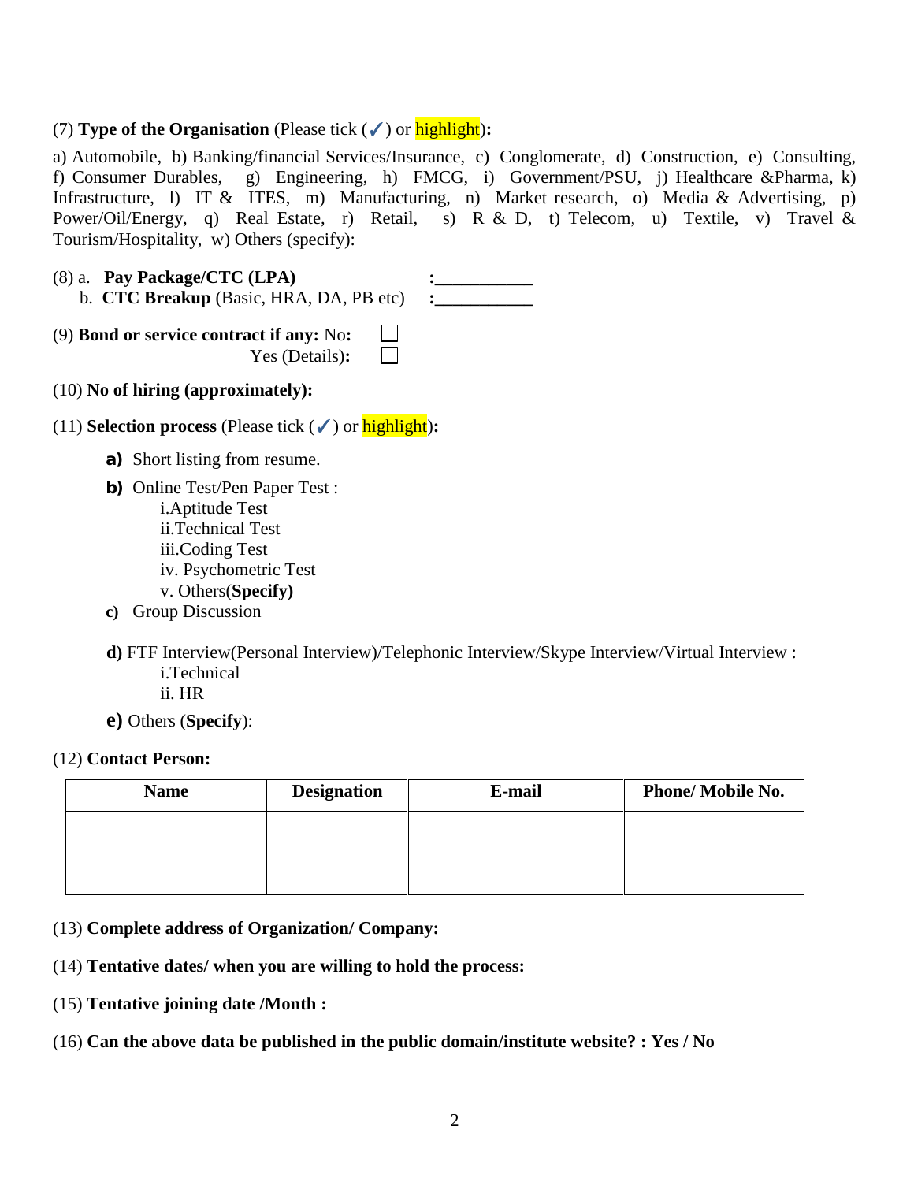(7) **Type of the Organisation** (Please tick (✓) or highlight)**:**

a) Automobile, b) Banking/financial Services/Insurance, c) Conglomerate, d) Construction, e) Consulting, f) Consumer Durables, g) Engineering, h) FMCG, i) Government/PSU, j) Healthcare &Pharma, k) Infrastructure, l) IT & ITES, m) Manufacturing, n) Market research, o) Media & Advertising, p) Power/Oil/Energy, q) Real Estate, r) Retail, s) R & D, t) Telecom, u) Textile, v) Travel & Tourism/Hospitality, w) Others (specify):

(8) a. **Pay Package/CTC (LPA)** **:___________**
b. **CTC Breakup** (Basic, HRA, DA, PB etc) **:___________**

(9) **Bond or service contract if any:** No**:** ☐
Yes (Details)**:** ☐

(10) **No of hiring (approximately):**

(11) **Selection process** (Please tick (✓) or highlight)**:**

- **a)** Short listing from resume.
- **b)** Online Test/Pen Paper Test :
  - i.Aptitude Test
  - ii.Technical Test
  - iii.Coding Test
  - iv. Psychometric Test
  - v. Others(**Specify)**
- **c)** Group Discussion
- **d)** FTF Interview(Personal Interview)/Telephonic Interview/Skype Interview/Virtual Interview :
  - i.Technical
  - ii. HR
- **e)** Others (**Specify**):

(12) **Contact Person:**

| **Name** | **Designation** | **E-mail** | **Phone/ Mobile No.** |
|---|---|---|---|
| | | | |
| | | | |

(13) **Complete address of Organization/ Company:**

(14) **Tentative dates/ when you are willing to hold the process:**

(15) **Tentative joining date /Month :**

(16) **Can the above data be published in the public domain/institute website? : Yes / No**